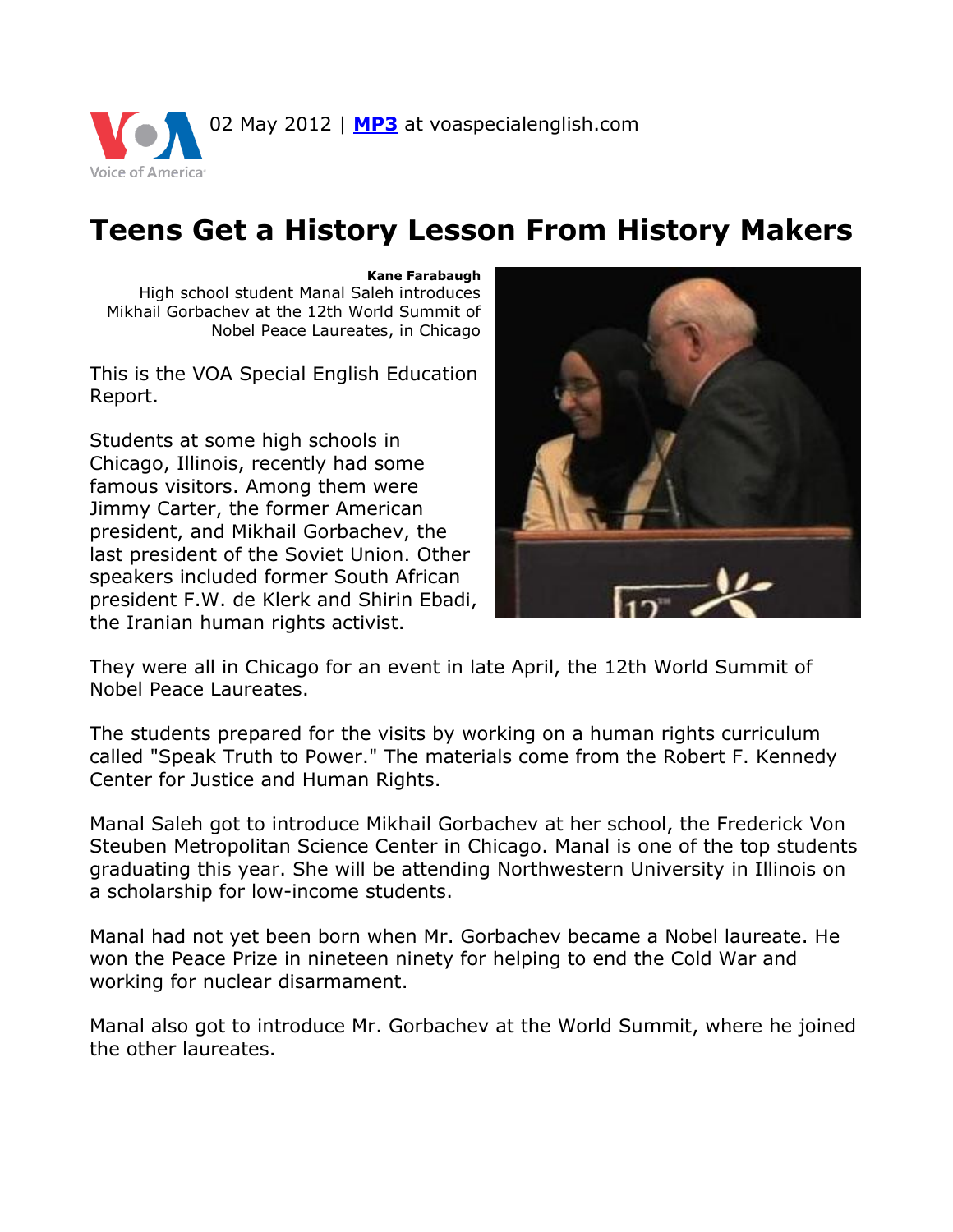02 May 2012 | **MP3** at voaspecialenglish.com

# Teens Get a History Lesson From History Makers

**Kane Farabaugh**
High school student Manal Saleh introduces Mikhail Gorbachev at the 12th World Summit of Nobel Peace Laureates, in Chicago

This is the VOA Special English Education Report.

Students at some high schools in Chicago, Illinois, recently had some famous visitors. Among them were Jimmy Carter, the former American president, and Mikhail Gorbachev, the last president of the Soviet Union. Other speakers included former South African president F.W. de Klerk and Shirin Ebadi, the Iranian human rights activist.

They were all in Chicago for an event in late April, the 12th World Summit of Nobel Peace Laureates.

The students prepared for the visits by working on a human rights curriculum called "Speak Truth to Power." The materials come from the Robert F. Kennedy Center for Justice and Human Rights.

Manal Saleh got to introduce Mikhail Gorbachev at her school, the Frederick Von Steuben Metropolitan Science Center in Chicago. Manal is one of the top students graduating this year. She will be attending Northwestern University in Illinois on a scholarship for low-income students.

Manal had not yet been born when Mr. Gorbachev became a Nobel laureate. He won the Peace Prize in nineteen ninety for helping to end the Cold War and working for nuclear disarmament.

Manal also got to introduce Mr. Gorbachev at the World Summit, where he joined the other laureates.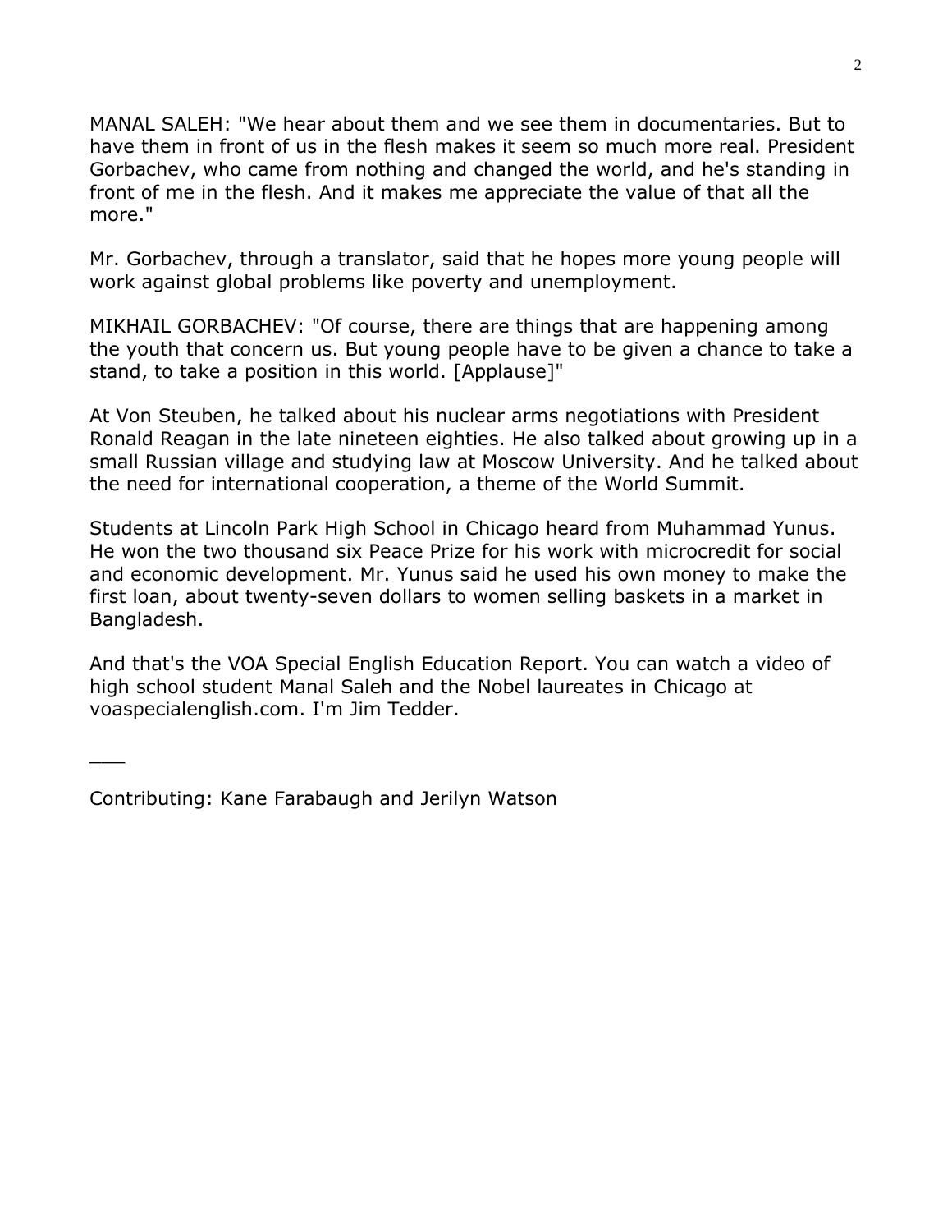MANAL SALEH: "We hear about them and we see them in documentaries. But to have them in front of us in the flesh makes it seem so much more real. President Gorbachev, who came from nothing and changed the world, and he's standing in front of me in the flesh. And it makes me appreciate the value of that all the more."

Mr. Gorbachev, through a translator, said that he hopes more young people will work against global problems like poverty and unemployment.

MIKHAIL GORBACHEV: "Of course, there are things that are happening among the youth that concern us. But young people have to be given a chance to take a stand, to take a position in this world. [Applause]"

At Von Steuben, he talked about his nuclear arms negotiations with President Ronald Reagan in the late nineteen eighties. He also talked about growing up in a small Russian village and studying law at Moscow University. And he talked about the need for international cooperation, a theme of the World Summit.

Students at Lincoln Park High School in Chicago heard from Muhammad Yunus. He won the two thousand six Peace Prize for his work with microcredit for social and economic development. Mr. Yunus said he used his own money to make the first loan, about twenty-seven dollars to women selling baskets in a market in Bangladesh.

And that's the VOA Special English Education Report. You can watch a video of high school student Manal Saleh and the Nobel laureates in Chicago at voaspecialenglish.com. I'm Jim Tedder.

___

Contributing: Kane Farabaugh and Jerilyn Watson